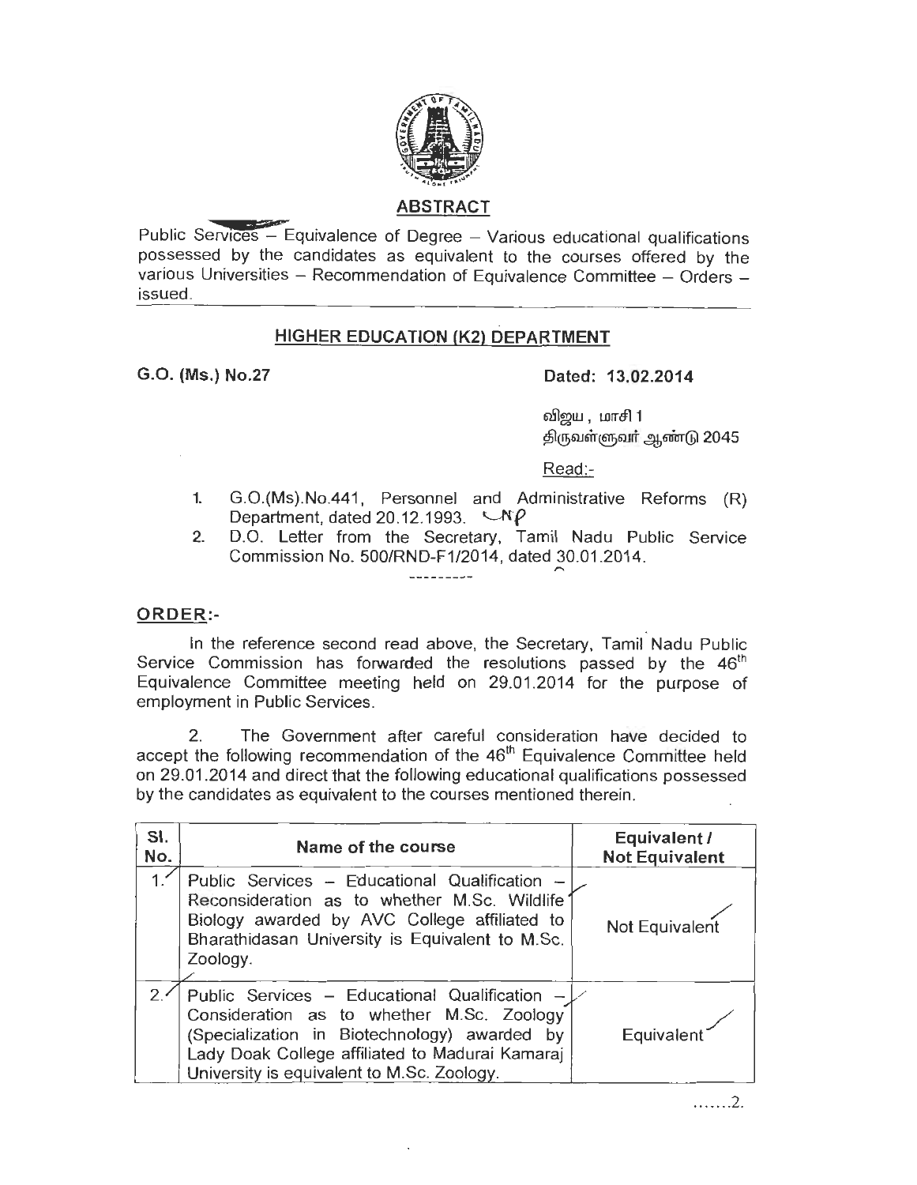## ABSTRACT

Public Services – Equivalence of Degree – Various educational qualifications possessed by the candidates as equivalent to the courses offered by the various Universities – Recommendation of Equivalence Committee – Orders – issued.

## HIGHER EDUCATION (K2) DEPARTMENT

**G.O. (Ms.) No.27** **Dated: 13.02.2014**

விஜய , மாசி 1
திருவள்ளுவர் ஆண்டு 2045

Read:-

1. G.O.(Ms).No.441, Personnel and Administrative Reforms (R) Department, dated 20.12.1993.
2. D.O. Letter from the Secretary, Tamil Nadu Public Service Commission No. 500/RND-F1/2014, dated 30.01.2014.

---------

**ORDER:-**

In the reference second read above, the Secretary, Tamil Nadu Public Service Commission has forwarded the resolutions passed by the 46th Equivalence Committee meeting held on 29.01.2014 for the purpose of employment in Public Services.

2. The Government after careful consideration have decided to accept the following recommendation of the 46th Equivalence Committee held on 29.01.2014 and direct that the following educational qualifications possessed by the candidates as equivalent to the courses mentioned therein.

| Sl. No. | Name of the course | Equivalent / Not Equivalent |
|---|---|---|
| 1. | Public Services – Educational Qualification – Reconsideration as to whether M.Sc. Wildlife Biology awarded by AVC College affiliated to Bharathidasan University is Equivalent to M.Sc. Zoology. | Not Equivalent |
| 2. | Public Services – Educational Qualification – Consideration as to whether M.Sc. Zoology (Specialization in Biotechnology) awarded by Lady Doak College affiliated to Madurai Kamaraj University is equivalent to M.Sc. Zoology. | Equivalent |

.......2.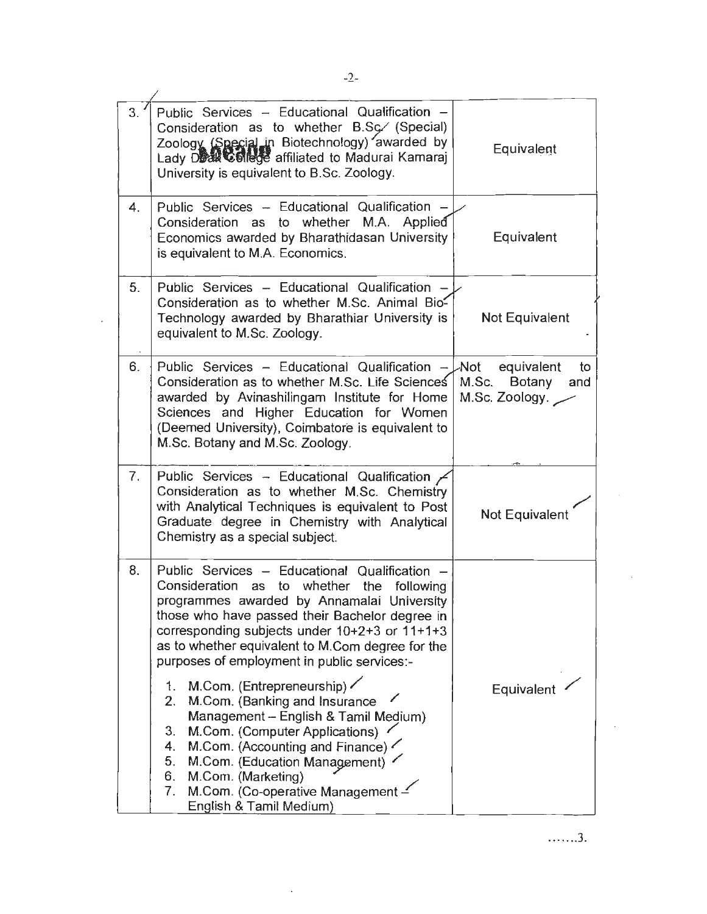| | | |
|---|---|---|
| 3. | Public Services – Educational Qualification – Consideration as to whether B.Sc. (Special) Zoology (Special in Biotechnology) awarded by Lady Doak College affiliated to Madurai Kamaraj University is equivalent to B.Sc. Zoology. | Equivalent |
| 4. | Public Services – Educational Qualification – Consideration as to whether M.A. Applied Economics awarded by Bharathidasan University is equivalent to M.A. Economics. | Equivalent |
| 5. | Public Services – Educational Qualification – Consideration as to whether M.Sc. Animal Bio-Technology awarded by Bharathiar University is equivalent to M.Sc. Zoology. | Not Equivalent |
| 6. | Public Services – Educational Qualification – Consideration as to whether M.Sc. Life Sciences awarded by Avinashilingam Institute for Home Sciences and Higher Education for Women (Deemed University), Coimbatore is equivalent to M.Sc. Botany and M.Sc. Zoology. | Not equivalent to M.Sc. Botany and M.Sc. Zoology. |
| 7. | Public Services – Educational Qualification – Consideration as to whether M.Sc. Chemistry with Analytical Techniques is equivalent to Post Graduate degree in Chemistry with Analytical Chemistry as a special subject. | Not Equivalent |
| 8. | Public Services – Educational Qualification – Consideration as to whether the following programmes awarded by Annamalai University those who have passed their Bachelor degree in corresponding subjects under 10+2+3 or 11+1+3 as to whether equivalent to M.Com degree for the purposes of employment in public services:-<br>1. M.Com. (Entrepreneurship)<br>2. M.Com. (Banking and Insurance Management – English & Tamil Medium)<br>3. M.Com. (Computer Applications)<br>4. M.Com. (Accounting and Finance)<br>5. M.Com. (Education Management)<br>6. M.Com. (Marketing)<br>7. M.Com. (Co-operative Management – English & Tamil Medium) | Equivalent |

…….3.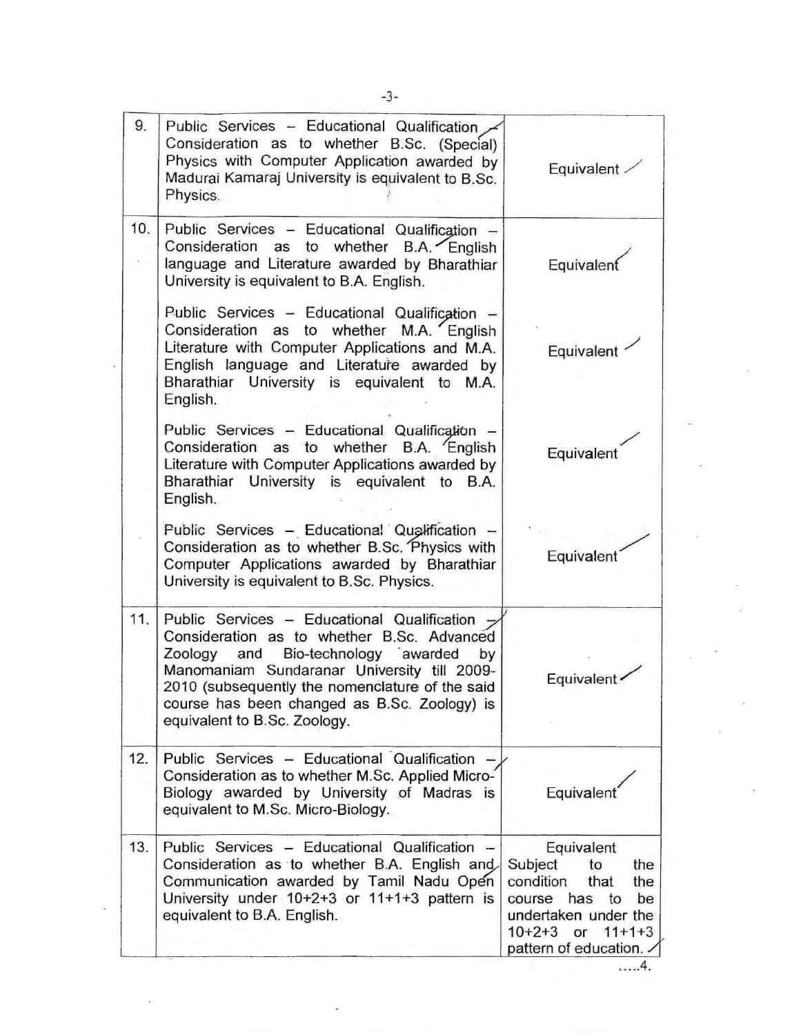| | | |
|---|---|---|
| 9. | Public Services – Educational Qualification – Consideration as to whether B.Sc. (Special) Physics with Computer Application awarded by Madurai Kamaraj University is equivalent to B.Sc. Physics. | Equivalent |
| 10. | Public Services – Educational Qualification – Consideration as to whether B.A. English language and Literature awarded by Bharathiar University is equivalent to B.A. English. | Equivalent |
| | Public Services – Educational Qualification – Consideration as to whether M.A. English Literature with Computer Applications and M.A. English language and Literature awarded by Bharathiar University is equivalent to M.A. English. | Equivalent |
| | Public Services – Educational Qualification – Consideration as to whether B.A. English Literature with Computer Applications awarded by Bharathiar University is equivalent to B.A. English. | Equivalent |
| | Public Services – Educational Qualification – Consideration as to whether B.Sc. Physics with Computer Applications awarded by Bharathiar University is equivalent to B.Sc. Physics. | Equivalent |
| 11. | Public Services – Educational Qualification – Consideration as to whether B.Sc. Advanced Zoology and Bio-technology awarded by Manomaniam Sundaranar University till 2009-2010 (subsequently the nomenclature of the said course has been changed as B.Sc. Zoology) is equivalent to B.Sc. Zoology. | Equivalent |
| 12. | Public Services – Educational Qualification – Consideration as to whether M.Sc. Applied Micro-Biology awarded by University of Madras is equivalent to M.Sc. Micro-Biology. | Equivalent |
| 13. | Public Services – Educational Qualification – Consideration as to whether B.A. English and Communication awarded by Tamil Nadu Open University under 10+2+3 or 11+1+3 pattern is equivalent to B.A. English. | Equivalent Subject to the condition that the course has to be undertaken under the 10+2+3 or 11+1+3 pattern of education. |

.....4.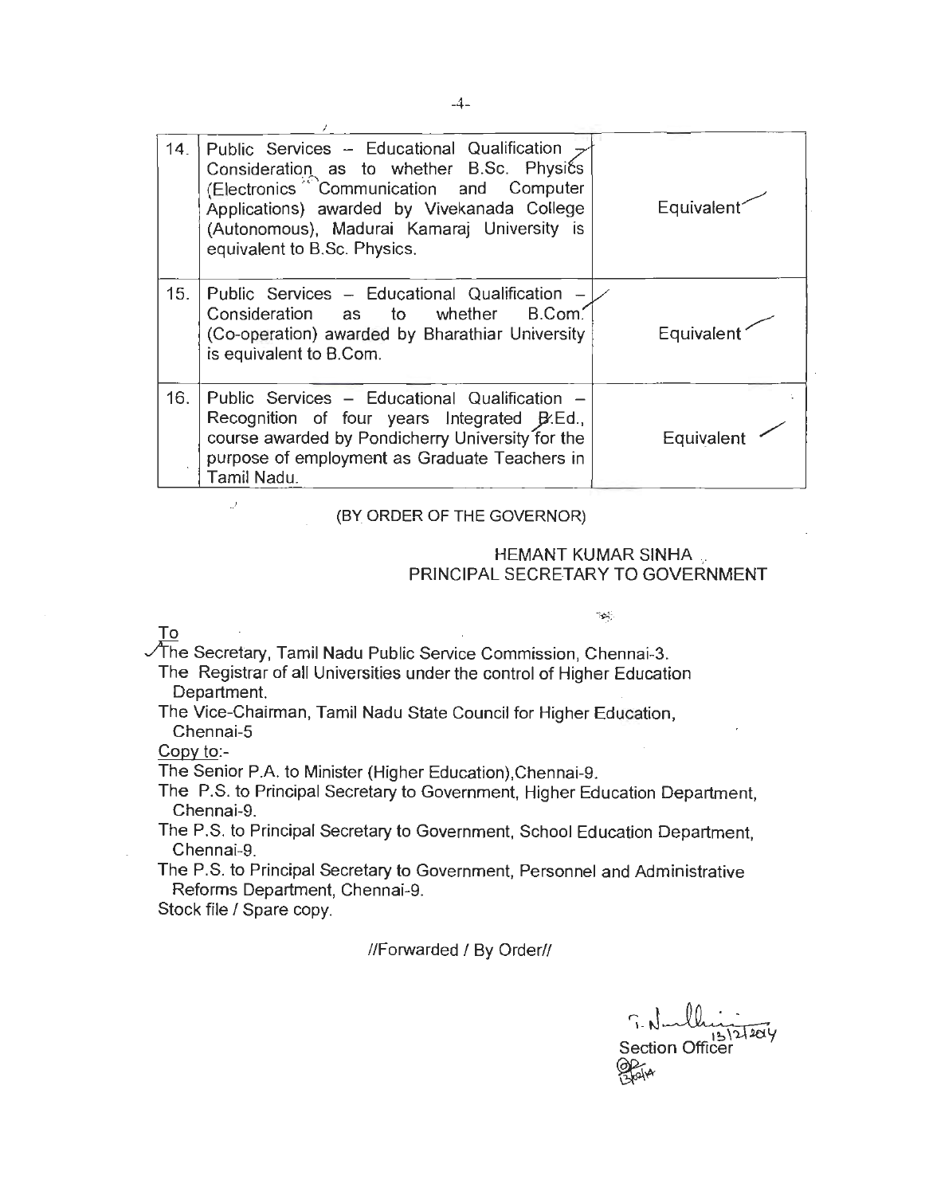| | | |
|---|---|---|
| 14. | Public Services – Educational Qualification – Consideration as to whether B.Sc. Physics (Electronics Communication and Computer Applications) awarded by Vivekanada College (Autonomous), Madurai Kamaraj University is equivalent to B.Sc. Physics. | Equivalent |
| 15. | Public Services – Educational Qualification – Consideration as to whether B.Com. (Co-operation) awarded by Bharathiar University is equivalent to B.Com. | Equivalent |
| 16. | Public Services – Educational Qualification – Recognition of four years Integrated B.Ed., course awarded by Pondicherry University for the purpose of employment as Graduate Teachers in Tamil Nadu. | Equivalent |

(BY ORDER OF THE GOVERNOR)

HEMANT KUMAR SINHA
PRINCIPAL SECRETARY TO GOVERNMENT

To

The Secretary, Tamil Nadu Public Service Commission, Chennai-3.
The Registrar of all Universities under the control of Higher Education Department.
The Vice-Chairman, Tamil Nadu State Council for Higher Education, Chennai-5

Copy to:-

The Senior P.A. to Minister (Higher Education), Chennai-9.
The P.S. to Principal Secretary to Government, Higher Education Department, Chennai-9.
The P.S. to Principal Secretary to Government, School Education Department, Chennai-9.
The P.S. to Principal Secretary to Government, Personnel and Administrative Reforms Department, Chennai-9.
Stock file / Spare copy.

//Forwarded / By Order//

13/2/2014
Section Officer